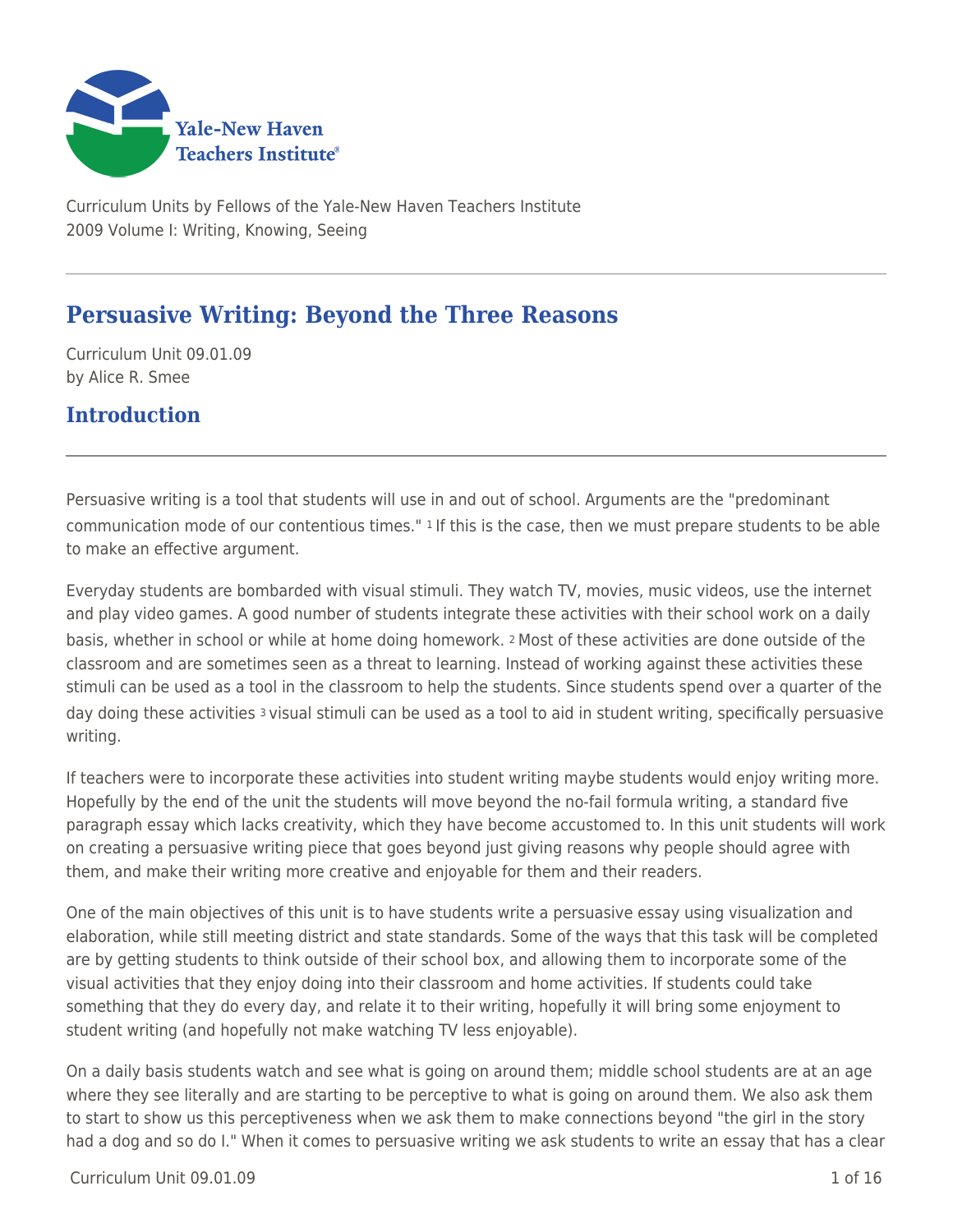Yale-New Haven Teachers Institute

Curriculum Units by Fellows of the Yale-New Haven Teachers Institute
2009 Volume I: Writing, Knowing, Seeing

# Persuasive Writing: Beyond the Three Reasons

Curriculum Unit 09.01.09
by Alice R. Smee

## Introduction

Persuasive writing is a tool that students will use in and out of school. Arguments are the "predominant communication mode of our contentious times." [1] If this is the case, then we must prepare students to be able to make an effective argument.

Everyday students are bombarded with visual stimuli. They watch TV, movies, music videos, use the internet and play video games. A good number of students integrate these activities with their school work on a daily basis, whether in school or while at home doing homework. [2] Most of these activities are done outside of the classroom and are sometimes seen as a threat to learning. Instead of working against these activities these stimuli can be used as a tool in the classroom to help the students. Since students spend over a quarter of the day doing these activities [3] visual stimuli can be used as a tool to aid in student writing, specifically persuasive writing.

If teachers were to incorporate these activities into student writing maybe students would enjoy writing more. Hopefully by the end of the unit the students will move beyond the no-fail formula writing, a standard five paragraph essay which lacks creativity, which they have become accustomed to. In this unit students will work on creating a persuasive writing piece that goes beyond just giving reasons why people should agree with them, and make their writing more creative and enjoyable for them and their readers.

One of the main objectives of this unit is to have students write a persuasive essay using visualization and elaboration, while still meeting district and state standards. Some of the ways that this task will be completed are by getting students to think outside of their school box, and allowing them to incorporate some of the visual activities that they enjoy doing into their classroom and home activities. If students could take something that they do every day, and relate it to their writing, hopefully it will bring some enjoyment to student writing (and hopefully not make watching TV less enjoyable).

On a daily basis students watch and see what is going on around them; middle school students are at an age where they see literally and are starting to be perceptive to what is going on around them. We also ask them to start to show us this perceptiveness when we ask them to make connections beyond "the girl in the story had a dog and so do I." When it comes to persuasive writing we ask students to write an essay that has a clear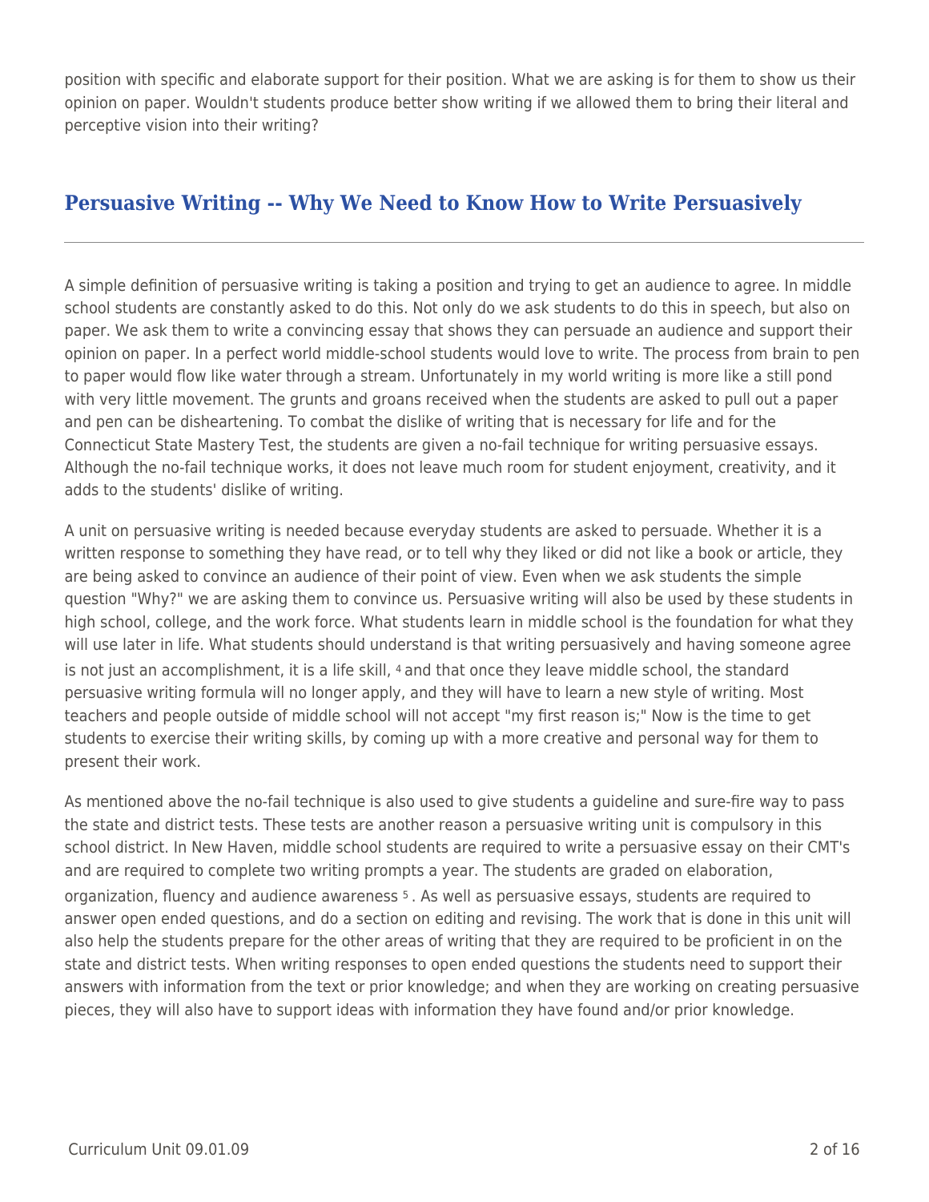position with specific and elaborate support for their position. What we are asking is for them to show us their opinion on paper. Wouldn't students produce better show writing if we allowed them to bring their literal and perceptive vision into their writing?

## Persuasive Writing -- Why We Need to Know How to Write Persuasively

A simple definition of persuasive writing is taking a position and trying to get an audience to agree. In middle school students are constantly asked to do this. Not only do we ask students to do this in speech, but also on paper. We ask them to write a convincing essay that shows they can persuade an audience and support their opinion on paper. In a perfect world middle-school students would love to write. The process from brain to pen to paper would flow like water through a stream. Unfortunately in my world writing is more like a still pond with very little movement. The grunts and groans received when the students are asked to pull out a paper and pen can be disheartening. To combat the dislike of writing that is necessary for life and for the Connecticut State Mastery Test, the students are given a no-fail technique for writing persuasive essays. Although the no-fail technique works, it does not leave much room for student enjoyment, creativity, and it adds to the students' dislike of writing.

A unit on persuasive writing is needed because everyday students are asked to persuade. Whether it is a written response to something they have read, or to tell why they liked or did not like a book or article, they are being asked to convince an audience of their point of view. Even when we ask students the simple question "Why?" we are asking them to convince us. Persuasive writing will also be used by these students in high school, college, and the work force. What students learn in middle school is the foundation for what they will use later in life. What students should understand is that writing persuasively and having someone agree is not just an accomplishment, it is a life skill, [4] and that once they leave middle school, the standard persuasive writing formula will no longer apply, and they will have to learn a new style of writing. Most teachers and people outside of middle school will not accept "my first reason is;" Now is the time to get students to exercise their writing skills, by coming up with a more creative and personal way for them to present their work.

As mentioned above the no-fail technique is also used to give students a guideline and sure-fire way to pass the state and district tests. These tests are another reason a persuasive writing unit is compulsory in this school district. In New Haven, middle school students are required to write a persuasive essay on their CMT's and are required to complete two writing prompts a year. The students are graded on elaboration, organization, fluency and audience awareness [5] . As well as persuasive essays, students are required to answer open ended questions, and do a section on editing and revising. The work that is done in this unit will also help the students prepare for the other areas of writing that they are required to be proficient in on the state and district tests. When writing responses to open ended questions the students need to support their answers with information from the text or prior knowledge; and when they are working on creating persuasive pieces, they will also have to support ideas with information they have found and/or prior knowledge.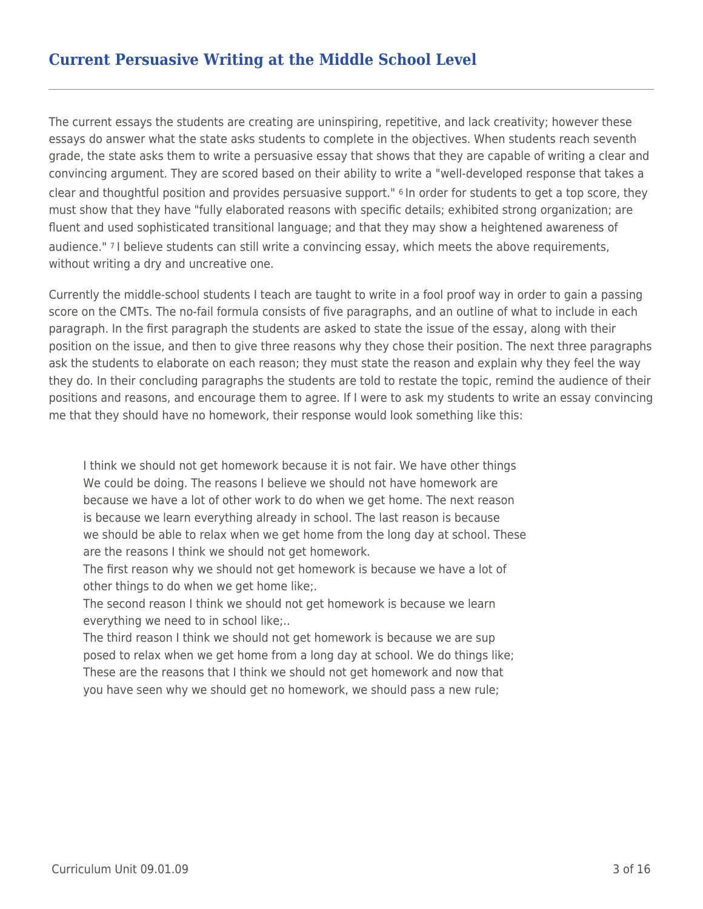## Current Persuasive Writing at the Middle School Level

The current essays the students are creating are uninspiring, repetitive, and lack creativity; however these essays do answer what the state asks students to complete in the objectives. When students reach seventh grade, the state asks them to write a persuasive essay that shows that they are capable of writing a clear and convincing argument. They are scored based on their ability to write a "well-developed response that takes a clear and thoughtful position and provides persuasive support." [6] In order for students to get a top score, they must show that they have "fully elaborated reasons with specific details; exhibited strong organization; are fluent and used sophisticated transitional language; and that they may show a heightened awareness of audience." [7] I believe students can still write a convincing essay, which meets the above requirements, without writing a dry and uncreative one.

Currently the middle-school students I teach are taught to write in a fool proof way in order to gain a passing score on the CMTs. The no-fail formula consists of five paragraphs, and an outline of what to include in each paragraph. In the first paragraph the students are asked to state the issue of the essay, along with their position on the issue, and then to give three reasons why they chose their position. The next three paragraphs ask the students to elaborate on each reason; they must state the reason and explain why they feel the way they do. In their concluding paragraphs the students are told to restate the topic, remind the audience of their positions and reasons, and encourage them to agree. If I were to ask my students to write an essay convincing me that they should have no homework, their response would look something like this:

> I think we should not get homework because it is not fair. We have other things We could be doing. The reasons I believe we should not have homework are because we have a lot of other work to do when we get home. The next reason is because we learn everything already in school. The last reason is because we should be able to relax when we get home from the long day at school. These are the reasons I think we should not get homework.
>
> The first reason why we should not get homework is because we have a lot of other things to do when we get home like;.
>
> The second reason I think we should not get homework is because we learn everything we need to in school like;..
>
> The third reason I think we should not get homework is because we are sup posed to relax when we get home from a long day at school. We do things like;
>
> These are the reasons that I think we should not get homework and now that you have seen why we should get no homework, we should pass a new rule;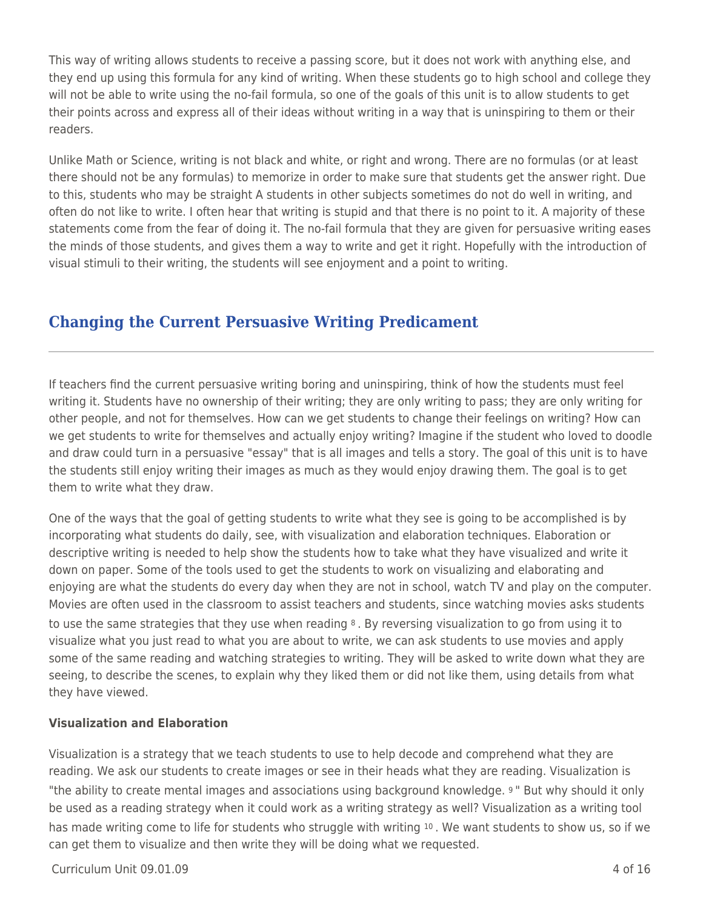This way of writing allows students to receive a passing score, but it does not work with anything else, and they end up using this formula for any kind of writing. When these students go to high school and college they will not be able to write using the no-fail formula, so one of the goals of this unit is to allow students to get their points across and express all of their ideas without writing in a way that is uninspiring to them or their readers.

Unlike Math or Science, writing is not black and white, or right and wrong. There are no formulas (or at least there should not be any formulas) to memorize in order to make sure that students get the answer right. Due to this, students who may be straight A students in other subjects sometimes do not do well in writing, and often do not like to write. I often hear that writing is stupid and that there is no point to it. A majority of these statements come from the fear of doing it. The no-fail formula that they are given for persuasive writing eases the minds of those students, and gives them a way to write and get it right. Hopefully with the introduction of visual stimuli to their writing, the students will see enjoyment and a point to writing.

## Changing the Current Persuasive Writing Predicament

If teachers find the current persuasive writing boring and uninspiring, think of how the students must feel writing it. Students have no ownership of their writing; they are only writing to pass; they are only writing for other people, and not for themselves. How can we get students to change their feelings on writing? How can we get students to write for themselves and actually enjoy writing? Imagine if the student who loved to doodle and draw could turn in a persuasive "essay" that is all images and tells a story. The goal of this unit is to have the students still enjoy writing their images as much as they would enjoy drawing them. The goal is to get them to write what they draw.

One of the ways that the goal of getting students to write what they see is going to be accomplished is by incorporating what students do daily, see, with visualization and elaboration techniques. Elaboration or descriptive writing is needed to help show the students how to take what they have visualized and write it down on paper. Some of the tools used to get the students to work on visualizing and elaborating and enjoying are what the students do every day when they are not in school, watch TV and play on the computer. Movies are often used in the classroom to assist teachers and students, since watching movies asks students to use the same strategies that they use when reading [8]. By reversing visualization to go from using it to visualize what you just read to what you are about to write, we can ask students to use movies and apply some of the same reading and watching strategies to writing. They will be asked to write down what they are seeing, to describe the scenes, to explain why they liked them or did not like them, using details from what they have viewed.

### Visualization and Elaboration

Visualization is a strategy that we teach students to use to help decode and comprehend what they are reading. We ask our students to create images or see in their heads what they are reading. Visualization is "the ability to create mental images and associations using background knowledge. [9]" But why should it only be used as a reading strategy when it could work as a writing strategy as well? Visualization as a writing tool has made writing come to life for students who struggle with writing [10]. We want students to show us, so if we can get them to visualize and then write they will be doing what we requested.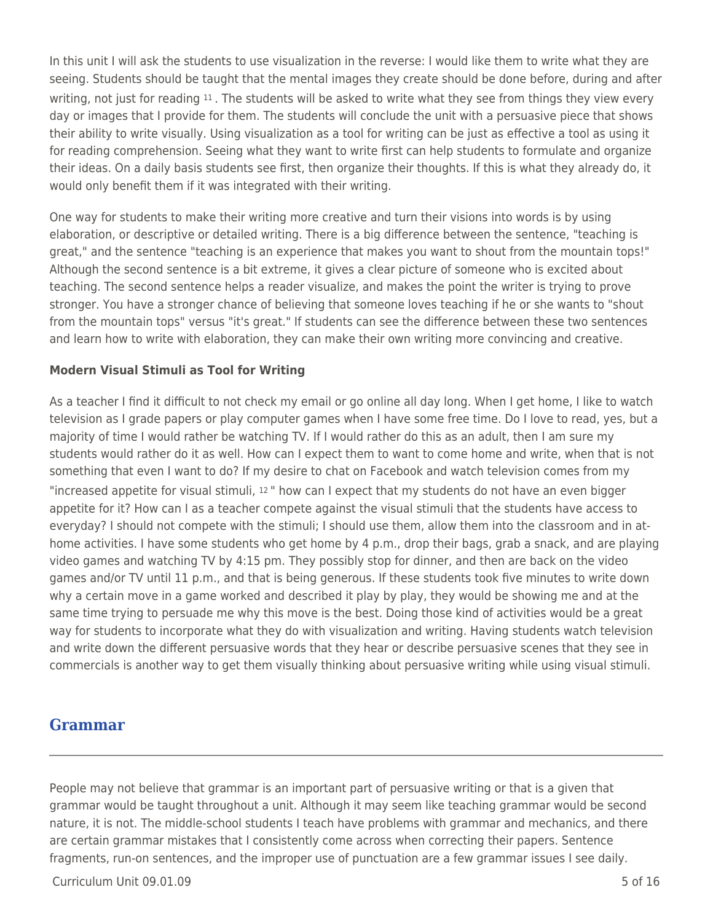In this unit I will ask the students to use visualization in the reverse: I would like them to write what they are seeing. Students should be taught that the mental images they create should be done before, during and after writing, not just for reading [11]. The students will be asked to write what they see from things they view every day or images that I provide for them. The students will conclude the unit with a persuasive piece that shows their ability to write visually. Using visualization as a tool for writing can be just as effective a tool as using it for reading comprehension. Seeing what they want to write first can help students to formulate and organize their ideas. On a daily basis students see first, then organize their thoughts. If this is what they already do, it would only benefit them if it was integrated with their writing.

One way for students to make their writing more creative and turn their visions into words is by using elaboration, or descriptive or detailed writing. There is a big difference between the sentence, "teaching is great," and the sentence "teaching is an experience that makes you want to shout from the mountain tops!" Although the second sentence is a bit extreme, it gives a clear picture of someone who is excited about teaching. The second sentence helps a reader visualize, and makes the point the writer is trying to prove stronger. You have a stronger chance of believing that someone loves teaching if he or she wants to "shout from the mountain tops" versus "it's great." If students can see the difference between these two sentences and learn how to write with elaboration, they can make their own writing more convincing and creative.

**Modern Visual Stimuli as Tool for Writing**

As a teacher I find it difficult to not check my email or go online all day long. When I get home, I like to watch television as I grade papers or play computer games when I have some free time. Do I love to read, yes, but a majority of time I would rather be watching TV. If I would rather do this as an adult, then I am sure my students would rather do it as well. How can I expect them to want to come home and write, when that is not something that even I want to do? If my desire to chat on Facebook and watch television comes from my "increased appetite for visual stimuli, [12]" how can I expect that my students do not have an even bigger appetite for it? How can I as a teacher compete against the visual stimuli that the students have access to everyday? I should not compete with the stimuli; I should use them, allow them into the classroom and in at-home activities. I have some students who get home by 4 p.m., drop their bags, grab a snack, and are playing video games and watching TV by 4:15 pm. They possibly stop for dinner, and then are back on the video games and/or TV until 11 p.m., and that is being generous. If these students took five minutes to write down why a certain move in a game worked and described it play by play, they would be showing me and at the same time trying to persuade me why this move is the best. Doing those kind of activities would be a great way for students to incorporate what they do with visualization and writing. Having students watch television and write down the different persuasive words that they hear or describe persuasive scenes that they see in commercials is another way to get them visually thinking about persuasive writing while using visual stimuli.

## Grammar

People may not believe that grammar is an important part of persuasive writing or that is a given that grammar would be taught throughout a unit. Although it may seem like teaching grammar would be second nature, it is not. The middle-school students I teach have problems with grammar and mechanics, and there are certain grammar mistakes that I consistently come across when correcting their papers. Sentence fragments, run-on sentences, and the improper use of punctuation are a few grammar issues I see daily.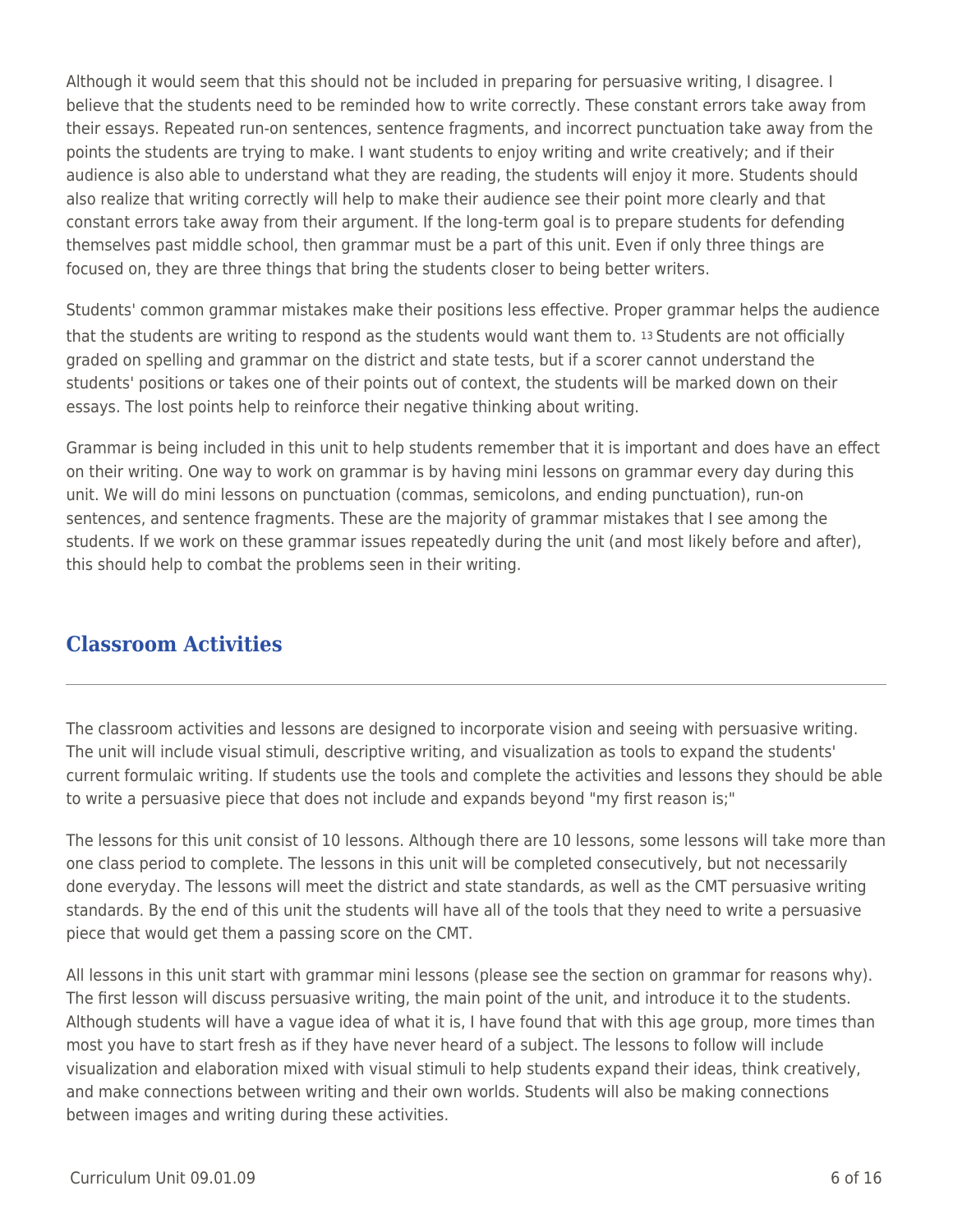Although it would seem that this should not be included in preparing for persuasive writing, I disagree. I believe that the students need to be reminded how to write correctly. These constant errors take away from their essays. Repeated run-on sentences, sentence fragments, and incorrect punctuation take away from the points the students are trying to make. I want students to enjoy writing and write creatively; and if their audience is also able to understand what they are reading, the students will enjoy it more. Students should also realize that writing correctly will help to make their audience see their point more clearly and that constant errors take away from their argument. If the long-term goal is to prepare students for defending themselves past middle school, then grammar must be a part of this unit. Even if only three things are focused on, they are three things that bring the students closer to being better writers.

Students' common grammar mistakes make their positions less effective. Proper grammar helps the audience that the students are writing to respond as the students would want them to. [13] Students are not officially graded on spelling and grammar on the district and state tests, but if a scorer cannot understand the students' positions or takes one of their points out of context, the students will be marked down on their essays. The lost points help to reinforce their negative thinking about writing.

Grammar is being included in this unit to help students remember that it is important and does have an effect on their writing. One way to work on grammar is by having mini lessons on grammar every day during this unit. We will do mini lessons on punctuation (commas, semicolons, and ending punctuation), run-on sentences, and sentence fragments. These are the majority of grammar mistakes that I see among the students. If we work on these grammar issues repeatedly during the unit (and most likely before and after), this should help to combat the problems seen in their writing.

## Classroom Activities

The classroom activities and lessons are designed to incorporate vision and seeing with persuasive writing. The unit will include visual stimuli, descriptive writing, and visualization as tools to expand the students' current formulaic writing. If students use the tools and complete the activities and lessons they should be able to write a persuasive piece that does not include and expands beyond "my first reason is;"

The lessons for this unit consist of 10 lessons. Although there are 10 lessons, some lessons will take more than one class period to complete. The lessons in this unit will be completed consecutively, but not necessarily done everyday. The lessons will meet the district and state standards, as well as the CMT persuasive writing standards. By the end of this unit the students will have all of the tools that they need to write a persuasive piece that would get them a passing score on the CMT.

All lessons in this unit start with grammar mini lessons (please see the section on grammar for reasons why). The first lesson will discuss persuasive writing, the main point of the unit, and introduce it to the students. Although students will have a vague idea of what it is, I have found that with this age group, more times than most you have to start fresh as if they have never heard of a subject. The lessons to follow will include visualization and elaboration mixed with visual stimuli to help students expand their ideas, think creatively, and make connections between writing and their own worlds. Students will also be making connections between images and writing during these activities.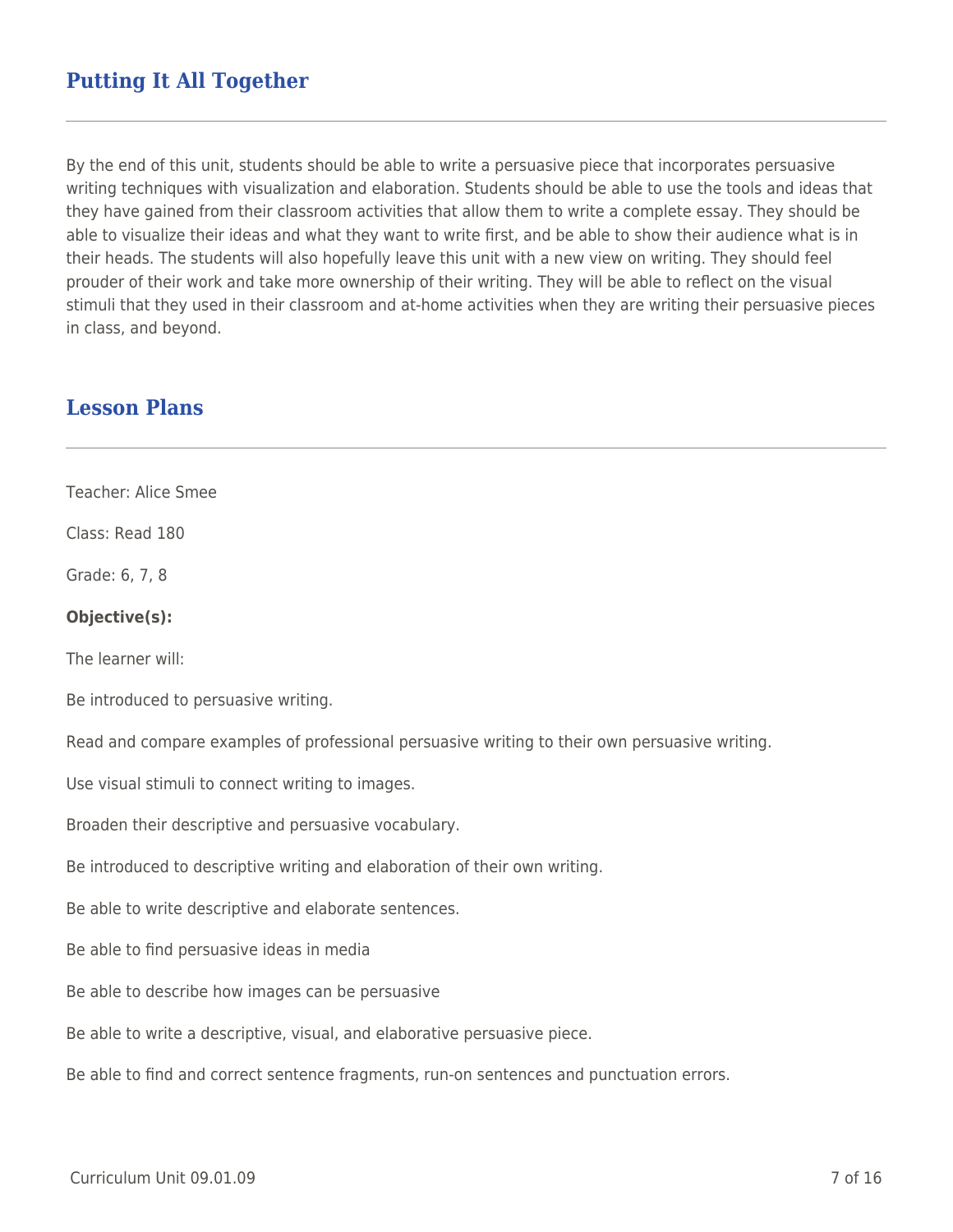## Putting It All Together

By the end of this unit, students should be able to write a persuasive piece that incorporates persuasive writing techniques with visualization and elaboration. Students should be able to use the tools and ideas that they have gained from their classroom activities that allow them to write a complete essay. They should be able to visualize their ideas and what they want to write first, and be able to show their audience what is in their heads. The students will also hopefully leave this unit with a new view on writing. They should feel prouder of their work and take more ownership of their writing. They will be able to reflect on the visual stimuli that they used in their classroom and at-home activities when they are writing their persuasive pieces in class, and beyond.

## Lesson Plans

Teacher: Alice Smee

Class: Read 180

Grade: 6, 7, 8

**Objective(s):**

The learner will:

Be introduced to persuasive writing.

Read and compare examples of professional persuasive writing to their own persuasive writing.

Use visual stimuli to connect writing to images.

Broaden their descriptive and persuasive vocabulary.

Be introduced to descriptive writing and elaboration of their own writing.

Be able to write descriptive and elaborate sentences.

Be able to find persuasive ideas in media

Be able to describe how images can be persuasive

Be able to write a descriptive, visual, and elaborative persuasive piece.

Be able to find and correct sentence fragments, run-on sentences and punctuation errors.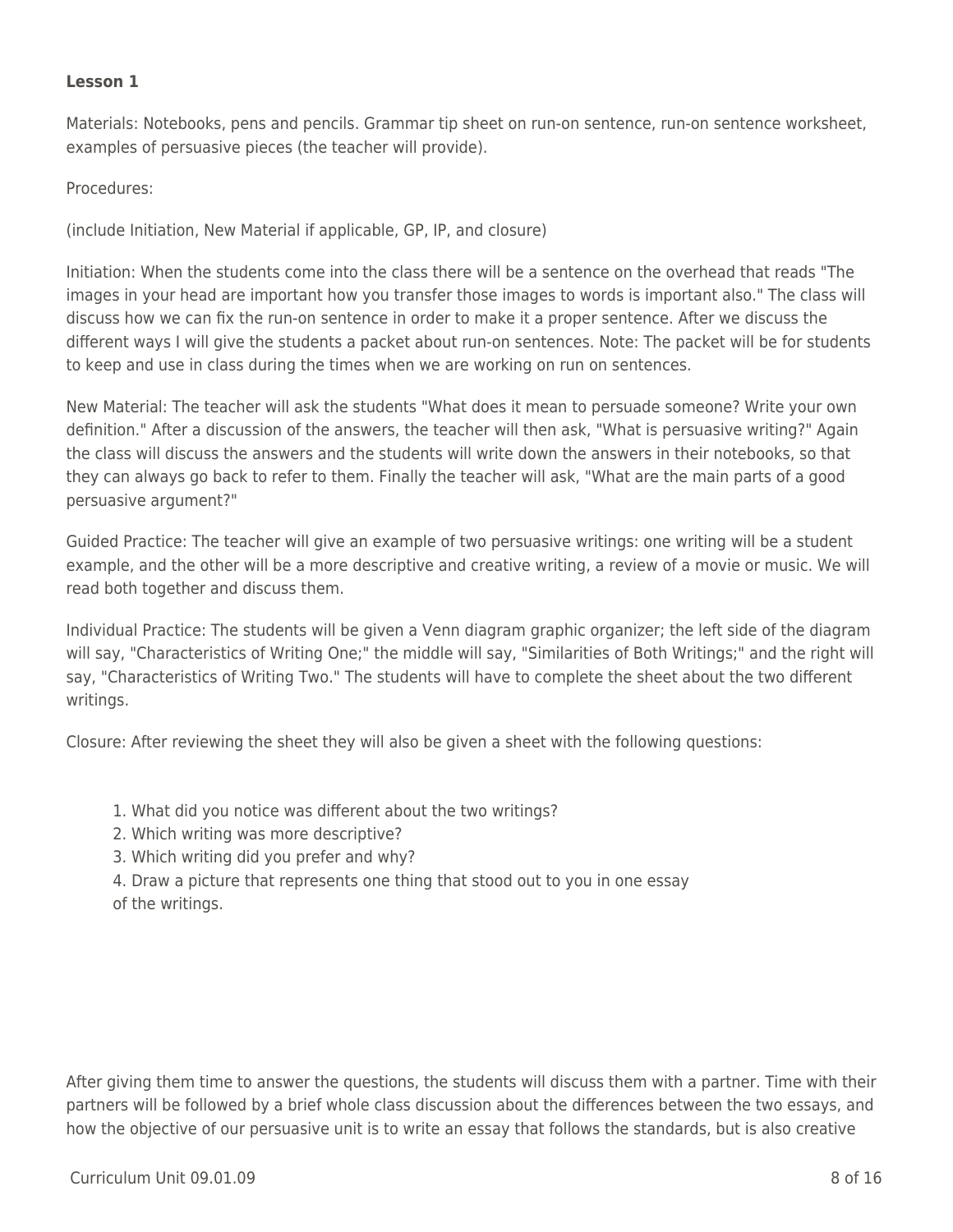**Lesson 1**

Materials: Notebooks, pens and pencils. Grammar tip sheet on run-on sentence, run-on sentence worksheet, examples of persuasive pieces (the teacher will provide).

Procedures:

(include Initiation, New Material if applicable, GP, IP, and closure)

Initiation: When the students come into the class there will be a sentence on the overhead that reads "The images in your head are important how you transfer those images to words is important also." The class will discuss how we can fix the run-on sentence in order to make it a proper sentence. After we discuss the different ways I will give the students a packet about run-on sentences. Note: The packet will be for students to keep and use in class during the times when we are working on run on sentences.

New Material: The teacher will ask the students "What does it mean to persuade someone? Write your own definition." After a discussion of the answers, the teacher will then ask, "What is persuasive writing?" Again the class will discuss the answers and the students will write down the answers in their notebooks, so that they can always go back to refer to them. Finally the teacher will ask, "What are the main parts of a good persuasive argument?"

Guided Practice: The teacher will give an example of two persuasive writings: one writing will be a student example, and the other will be a more descriptive and creative writing, a review of a movie or music. We will read both together and discuss them.

Individual Practice: The students will be given a Venn diagram graphic organizer; the left side of the diagram will say, "Characteristics of Writing One;" the middle will say, "Similarities of Both Writings;" and the right will say, "Characteristics of Writing Two." The students will have to complete the sheet about the two different writings.

Closure: After reviewing the sheet they will also be given a sheet with the following questions:

1. What did you notice was different about the two writings?
2. Which writing was more descriptive?
3. Which writing did you prefer and why?
4. Draw a picture that represents one thing that stood out to you in one essay of the writings.

After giving them time to answer the questions, the students will discuss them with a partner. Time with their partners will be followed by a brief whole class discussion about the differences between the two essays, and how the objective of our persuasive unit is to write an essay that follows the standards, but is also creative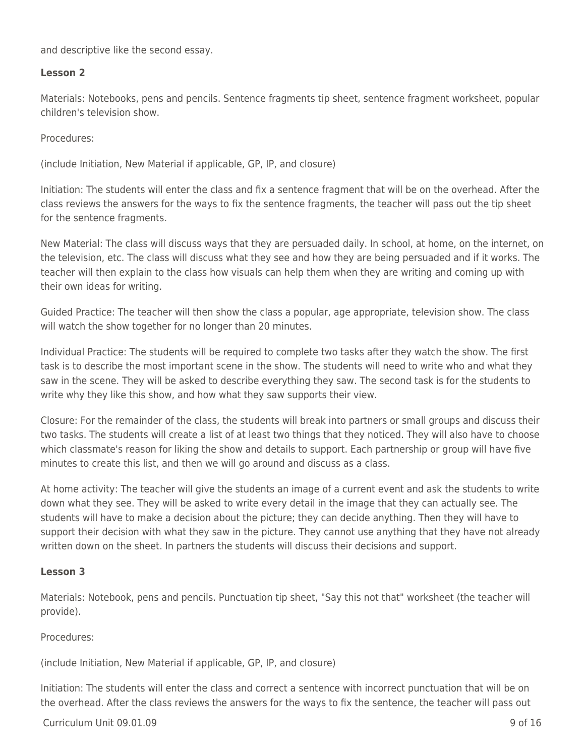and descriptive like the second essay.

**Lesson 2**

Materials: Notebooks, pens and pencils. Sentence fragments tip sheet, sentence fragment worksheet, popular children's television show.

Procedures:

(include Initiation, New Material if applicable, GP, IP, and closure)

Initiation: The students will enter the class and fix a sentence fragment that will be on the overhead. After the class reviews the answers for the ways to fix the sentence fragments, the teacher will pass out the tip sheet for the sentence fragments.

New Material: The class will discuss ways that they are persuaded daily. In school, at home, on the internet, on the television, etc. The class will discuss what they see and how they are being persuaded and if it works. The teacher will then explain to the class how visuals can help them when they are writing and coming up with their own ideas for writing.

Guided Practice: The teacher will then show the class a popular, age appropriate, television show. The class will watch the show together for no longer than 20 minutes.

Individual Practice: The students will be required to complete two tasks after they watch the show. The first task is to describe the most important scene in the show. The students will need to write who and what they saw in the scene. They will be asked to describe everything they saw. The second task is for the students to write why they like this show, and how what they saw supports their view.

Closure: For the remainder of the class, the students will break into partners or small groups and discuss their two tasks. The students will create a list of at least two things that they noticed. They will also have to choose which classmate's reason for liking the show and details to support. Each partnership or group will have five minutes to create this list, and then we will go around and discuss as a class.

At home activity: The teacher will give the students an image of a current event and ask the students to write down what they see. They will be asked to write every detail in the image that they can actually see. The students will have to make a decision about the picture; they can decide anything. Then they will have to support their decision with what they saw in the picture. They cannot use anything that they have not already written down on the sheet. In partners the students will discuss their decisions and support.

**Lesson 3**

Materials: Notebook, pens and pencils. Punctuation tip sheet, "Say this not that" worksheet (the teacher will provide).

Procedures:

(include Initiation, New Material if applicable, GP, IP, and closure)

Initiation: The students will enter the class and correct a sentence with incorrect punctuation that will be on the overhead. After the class reviews the answers for the ways to fix the sentence, the teacher will pass out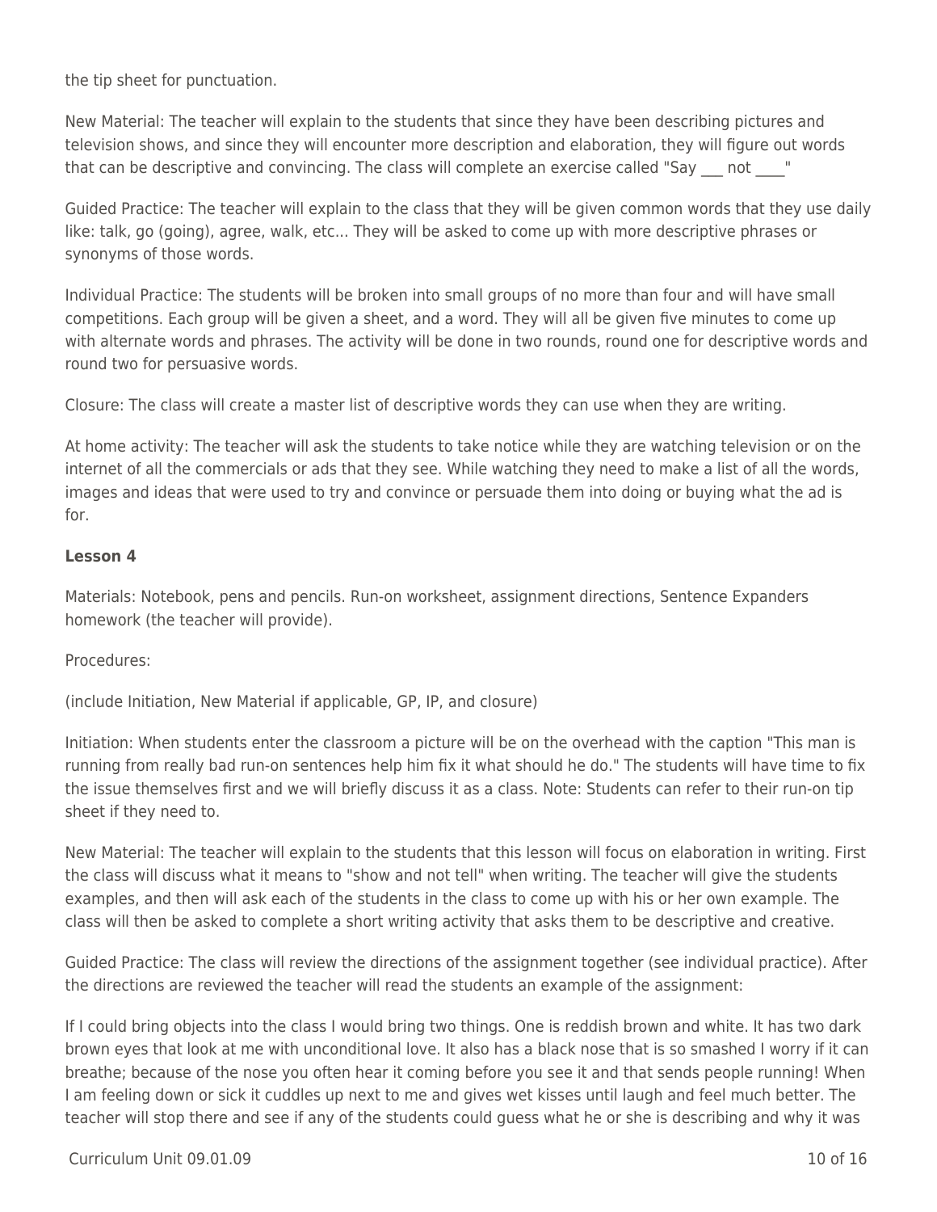the tip sheet for punctuation.

New Material: The teacher will explain to the students that since they have been describing pictures and television shows, and since they will encounter more description and elaboration, they will figure out words that can be descriptive and convincing. The class will complete an exercise called "Say ___ not ____"

Guided Practice: The teacher will explain to the class that they will be given common words that they use daily like: talk, go (going), agree, walk, etc... They will be asked to come up with more descriptive phrases or synonyms of those words.

Individual Practice: The students will be broken into small groups of no more than four and will have small competitions. Each group will be given a sheet, and a word. They will all be given five minutes to come up with alternate words and phrases. The activity will be done in two rounds, round one for descriptive words and round two for persuasive words.

Closure: The class will create a master list of descriptive words they can use when they are writing.

At home activity: The teacher will ask the students to take notice while they are watching television or on the internet of all the commercials or ads that they see. While watching they need to make a list of all the words, images and ideas that were used to try and convince or persuade them into doing or buying what the ad is for.

**Lesson 4**

Materials: Notebook, pens and pencils. Run-on worksheet, assignment directions, Sentence Expanders homework (the teacher will provide).

Procedures:

(include Initiation, New Material if applicable, GP, IP, and closure)

Initiation: When students enter the classroom a picture will be on the overhead with the caption "This man is running from really bad run-on sentences help him fix it what should he do." The students will have time to fix the issue themselves first and we will briefly discuss it as a class. Note: Students can refer to their run-on tip sheet if they need to.

New Material: The teacher will explain to the students that this lesson will focus on elaboration in writing. First the class will discuss what it means to "show and not tell" when writing. The teacher will give the students examples, and then will ask each of the students in the class to come up with his or her own example. The class will then be asked to complete a short writing activity that asks them to be descriptive and creative.

Guided Practice: The class will review the directions of the assignment together (see individual practice). After the directions are reviewed the teacher will read the students an example of the assignment:

If I could bring objects into the class I would bring two things. One is reddish brown and white. It has two dark brown eyes that look at me with unconditional love. It also has a black nose that is so smashed I worry if it can breathe; because of the nose you often hear it coming before you see it and that sends people running! When I am feeling down or sick it cuddles up next to me and gives wet kisses until laugh and feel much better. The teacher will stop there and see if any of the students could guess what he or she is describing and why it was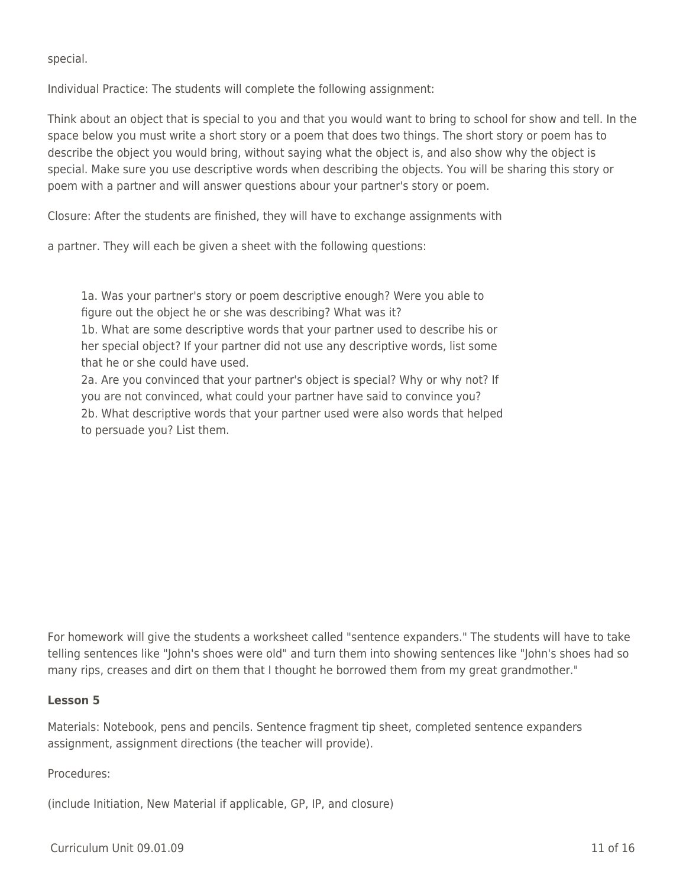special.

Individual Practice: The students will complete the following assignment:

Think about an object that is special to you and that you would want to bring to school for show and tell. In the space below you must write a short story or a poem that does two things. The short story or poem has to describe the object you would bring, without saying what the object is, and also show why the object is special. Make sure you use descriptive words when describing the objects. You will be sharing this story or poem with a partner and will answer questions abour your partner's story or poem.

Closure: After the students are finished, they will have to exchange assignments with

a partner. They will each be given a sheet with the following questions:

> 1a. Was your partner's story or poem descriptive enough? Were you able to figure out the object he or she was describing? What was it?
> 1b. What are some descriptive words that your partner used to describe his or her special object? If your partner did not use any descriptive words, list some that he or she could have used.
> 2a. Are you convinced that your partner's object is special? Why or why not? If you are not convinced, what could your partner have said to convince you?
> 2b. What descriptive words that your partner used were also words that helped to persuade you? List them.

For homework will give the students a worksheet called "sentence expanders." The students will have to take telling sentences like "John's shoes were old" and turn them into showing sentences like "John's shoes had so many rips, creases and dirt on them that I thought he borrowed them from my great grandmother."

**Lesson 5**

Materials: Notebook, pens and pencils. Sentence fragment tip sheet, completed sentence expanders assignment, assignment directions (the teacher will provide).

Procedures:

(include Initiation, New Material if applicable, GP, IP, and closure)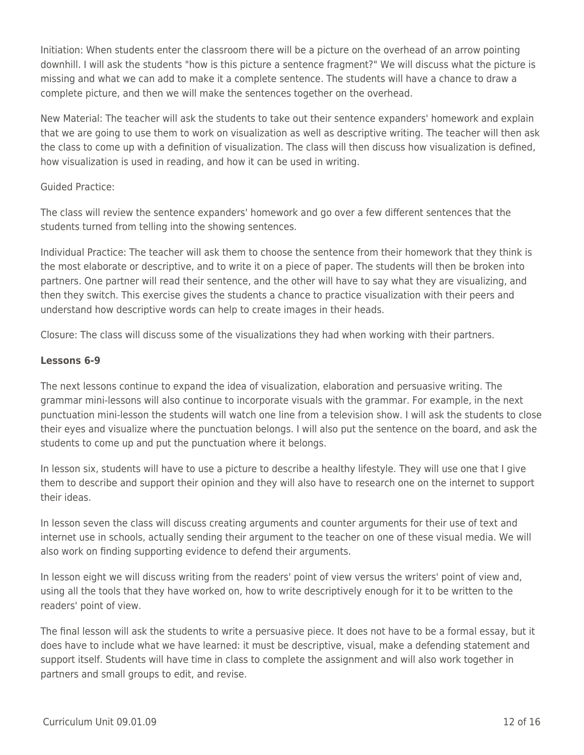Initiation: When students enter the classroom there will be a picture on the overhead of an arrow pointing downhill. I will ask the students "how is this picture a sentence fragment?" We will discuss what the picture is missing and what we can add to make it a complete sentence. The students will have a chance to draw a complete picture, and then we will make the sentences together on the overhead.

New Material: The teacher will ask the students to take out their sentence expanders' homework and explain that we are going to use them to work on visualization as well as descriptive writing. The teacher will then ask the class to come up with a definition of visualization. The class will then discuss how visualization is defined, how visualization is used in reading, and how it can be used in writing.

Guided Practice:

The class will review the sentence expanders' homework and go over a few different sentences that the students turned from telling into the showing sentences.

Individual Practice: The teacher will ask them to choose the sentence from their homework that they think is the most elaborate or descriptive, and to write it on a piece of paper. The students will then be broken into partners. One partner will read their sentence, and the other will have to say what they are visualizing, and then they switch. This exercise gives the students a chance to practice visualization with their peers and understand how descriptive words can help to create images in their heads.

Closure: The class will discuss some of the visualizations they had when working with their partners.

**Lessons 6-9**

The next lessons continue to expand the idea of visualization, elaboration and persuasive writing. The grammar mini-lessons will also continue to incorporate visuals with the grammar. For example, in the next punctuation mini-lesson the students will watch one line from a television show. I will ask the students to close their eyes and visualize where the punctuation belongs. I will also put the sentence on the board, and ask the students to come up and put the punctuation where it belongs.

In lesson six, students will have to use a picture to describe a healthy lifestyle. They will use one that I give them to describe and support their opinion and they will also have to research one on the internet to support their ideas.

In lesson seven the class will discuss creating arguments and counter arguments for their use of text and internet use in schools, actually sending their argument to the teacher on one of these visual media. We will also work on finding supporting evidence to defend their arguments.

In lesson eight we will discuss writing from the readers' point of view versus the writers' point of view and, using all the tools that they have worked on, how to write descriptively enough for it to be written to the readers' point of view.

The final lesson will ask the students to write a persuasive piece. It does not have to be a formal essay, but it does have to include what we have learned: it must be descriptive, visual, make a defending statement and support itself. Students will have time in class to complete the assignment and will also work together in partners and small groups to edit, and revise.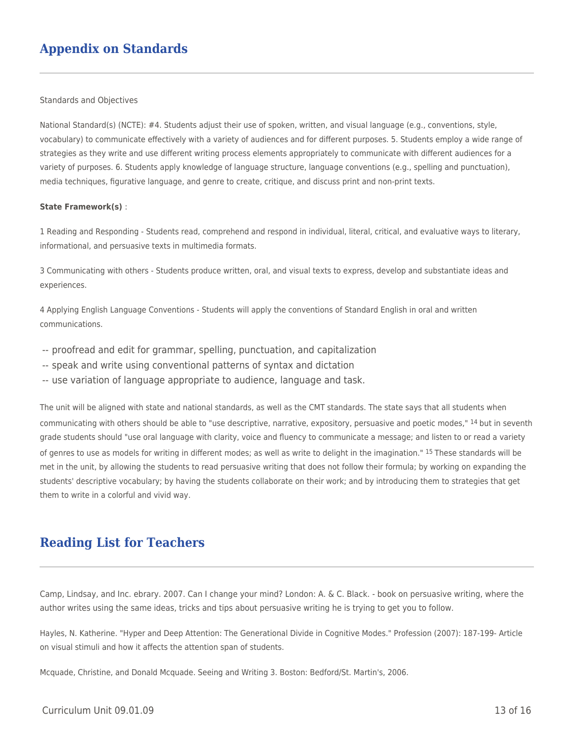## Appendix on Standards

Standards and Objectives

National Standard(s) (NCTE): #4. Students adjust their use of spoken, written, and visual language (e.g., conventions, style, vocabulary) to communicate effectively with a variety of audiences and for different purposes. 5. Students employ a wide range of strategies as they write and use different writing process elements appropriately to communicate with different audiences for a variety of purposes. 6. Students apply knowledge of language structure, language conventions (e.g., spelling and punctuation), media techniques, figurative language, and genre to create, critique, and discuss print and non-print texts.

**State Framework(s)** :

1 Reading and Responding - Students read, comprehend and respond in individual, literal, critical, and evaluative ways to literary, informational, and persuasive texts in multimedia formats.

3 Communicating with others - Students produce written, oral, and visual texts to express, develop and substantiate ideas and experiences.

4 Applying English Language Conventions - Students will apply the conventions of Standard English in oral and written communications.

-- proofread and edit for grammar, spelling, punctuation, and capitalization
-- speak and write using conventional patterns of syntax and dictation
-- use variation of language appropriate to audience, language and task.

The unit will be aligned with state and national standards, as well as the CMT standards. The state says that all students when communicating with others should be able to "use descriptive, narrative, expository, persuasive and poetic modes," [14] but in seventh grade students should "use oral language with clarity, voice and fluency to communicate a message; and listen to or read a variety of genres to use as models for writing in different modes; as well as write to delight in the imagination." [15] These standards will be met in the unit, by allowing the students to read persuasive writing that does not follow their formula; by working on expanding the students' descriptive vocabulary; by having the students collaborate on their work; and by introducing them to strategies that get them to write in a colorful and vivid way.

## Reading List for Teachers

Camp, Lindsay, and Inc. ebrary. 2007. Can I change your mind? London: A. & C. Black. - book on persuasive writing, where the author writes using the same ideas, tricks and tips about persuasive writing he is trying to get you to follow.

Hayles, N. Katherine. "Hyper and Deep Attention: The Generational Divide in Cognitive Modes." Profession (2007): 187-199- Article on visual stimuli and how it affects the attention span of students.

Mcquade, Christine, and Donald Mcquade. Seeing and Writing 3. Boston: Bedford/St. Martin's, 2006.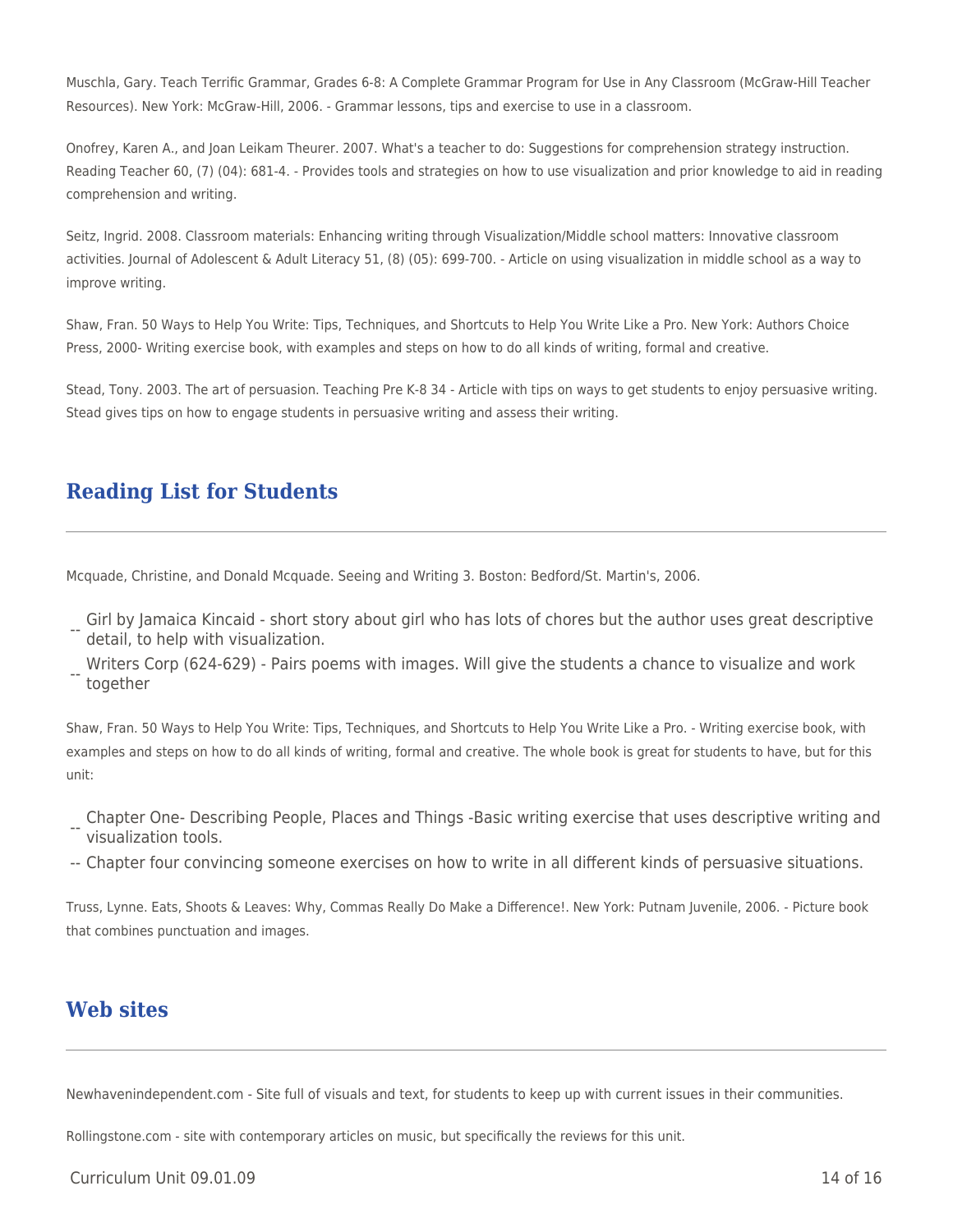Muschla, Gary. Teach Terrific Grammar, Grades 6-8: A Complete Grammar Program for Use in Any Classroom (McGraw-Hill Teacher Resources). New York: McGraw-Hill, 2006. - Grammar lessons, tips and exercise to use in a classroom.

Onofrey, Karen A., and Joan Leikam Theurer. 2007. What's a teacher to do: Suggestions for comprehension strategy instruction. Reading Teacher 60, (7) (04): 681-4. - Provides tools and strategies on how to use visualization and prior knowledge to aid in reading comprehension and writing.

Seitz, Ingrid. 2008. Classroom materials: Enhancing writing through Visualization/Middle school matters: Innovative classroom activities. Journal of Adolescent & Adult Literacy 51, (8) (05): 699-700. - Article on using visualization in middle school as a way to improve writing.

Shaw, Fran. 50 Ways to Help You Write: Tips, Techniques, and Shortcuts to Help You Write Like a Pro. New York: Authors Choice Press, 2000- Writing exercise book, with examples and steps on how to do all kinds of writing, formal and creative.

Stead, Tony. 2003. The art of persuasion. Teaching Pre K-8 34 - Article with tips on ways to get students to enjoy persuasive writing. Stead gives tips on how to engage students in persuasive writing and assess their writing.

## Reading List for Students

Mcquade, Christine, and Donald Mcquade. Seeing and Writing 3. Boston: Bedford/St. Martin's, 2006.

-- Girl by Jamaica Kincaid - short story about girl who has lots of chores but the author uses great descriptive detail, to help with visualization.

-- Writers Corp (624-629) - Pairs poems with images. Will give the students a chance to visualize and work together

Shaw, Fran. 50 Ways to Help You Write: Tips, Techniques, and Shortcuts to Help You Write Like a Pro. - Writing exercise book, with examples and steps on how to do all kinds of writing, formal and creative. The whole book is great for students to have, but for this unit:

-- Chapter One- Describing People, Places and Things -Basic writing exercise that uses descriptive writing and visualization tools.

-- Chapter four convincing someone exercises on how to write in all different kinds of persuasive situations.

Truss, Lynne. Eats, Shoots & Leaves: Why, Commas Really Do Make a Difference!. New York: Putnam Juvenile, 2006. - Picture book that combines punctuation and images.

## Web sites

Newhavenindependent.com - Site full of visuals and text, for students to keep up with current issues in their communities.

Rollingstone.com - site with contemporary articles on music, but specifically the reviews for this unit.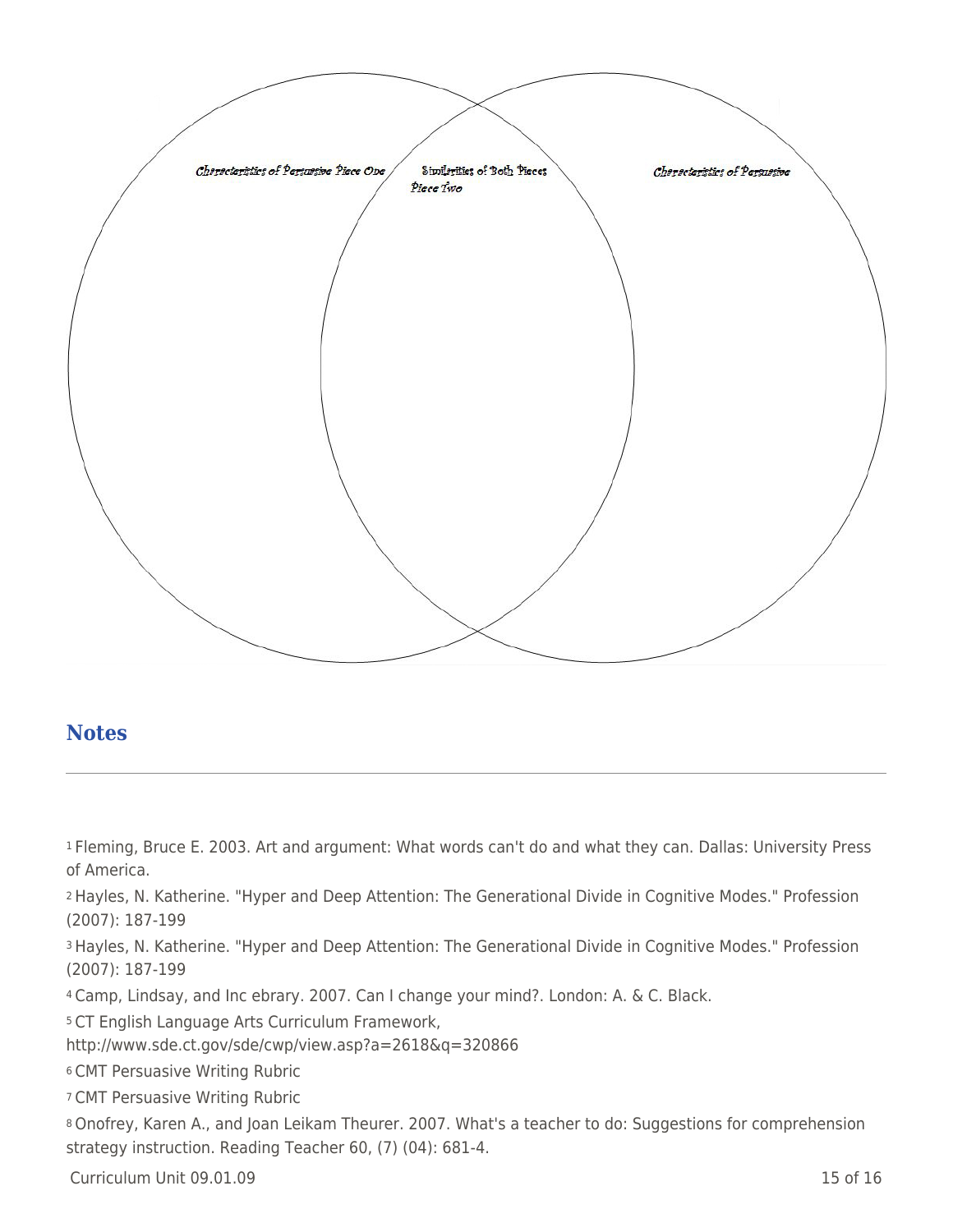Characteristics of Persuasive Piece One

Similarities of Both Pieces

Characteristics of Persuasive Piece Two

## Notes

[1] Fleming, Bruce E. 2003. Art and argument: What words can't do and what they can. Dallas: University Press of America.

[2] Hayles, N. Katherine. "Hyper and Deep Attention: The Generational Divide in Cognitive Modes." Profession (2007): 187-199

[3] Hayles, N. Katherine. "Hyper and Deep Attention: The Generational Divide in Cognitive Modes." Profession (2007): 187-199

[4] Camp, Lindsay, and Inc ebrary. 2007. Can I change your mind?. London: A. & C. Black.

[5] CT English Language Arts Curriculum Framework, http://www.sde.ct.gov/sde/cwp/view.asp?a=2618&q=320866

[6] CMT Persuasive Writing Rubric

[7] CMT Persuasive Writing Rubric

[8] Onofrey, Karen A., and Joan Leikam Theurer. 2007. What's a teacher to do: Suggestions for comprehension strategy instruction. Reading Teacher 60, (7) (04): 681-4.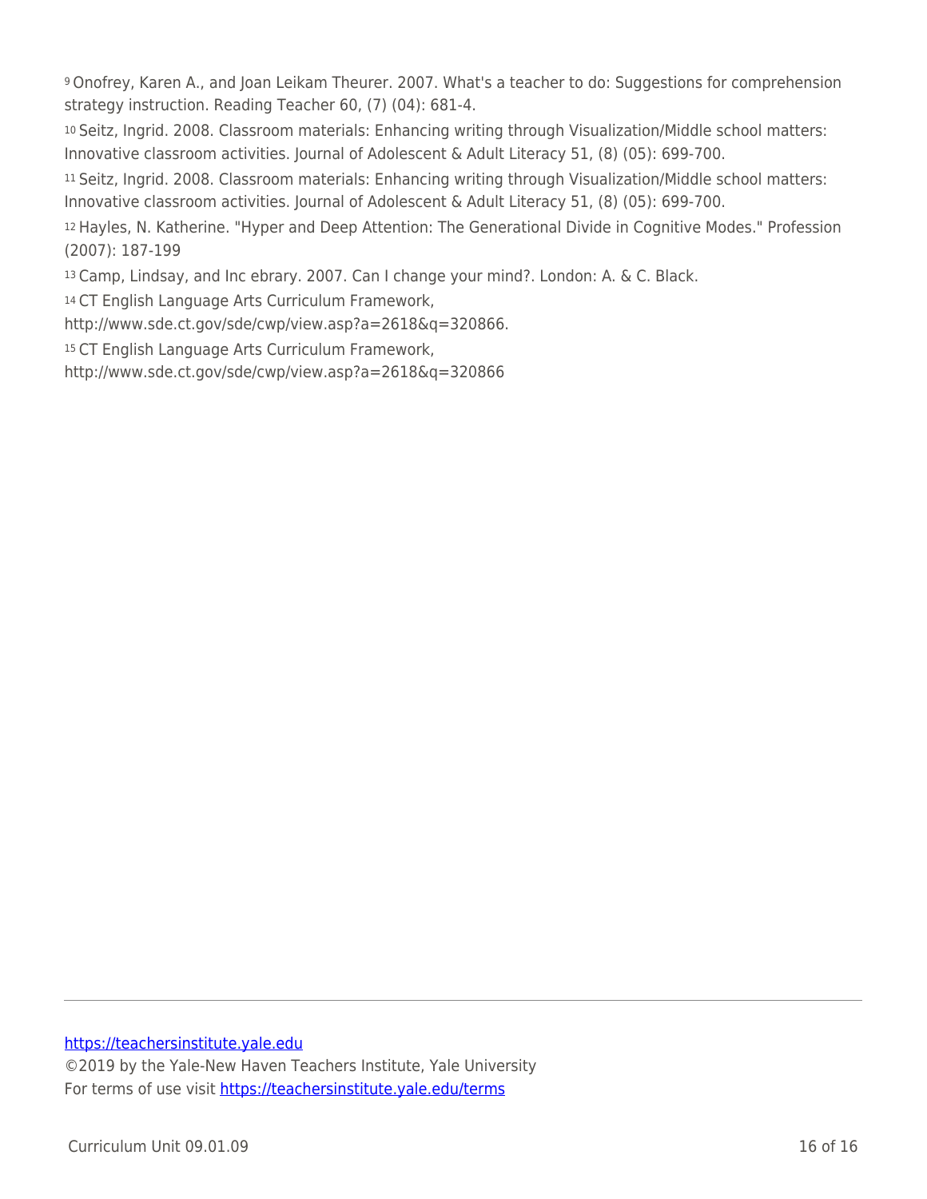[9] Onofrey, Karen A., and Joan Leikam Theurer. 2007. What's a teacher to do: Suggestions for comprehension strategy instruction. Reading Teacher 60, (7) (04): 681-4.

[10] Seitz, Ingrid. 2008. Classroom materials: Enhancing writing through Visualization/Middle school matters: Innovative classroom activities. Journal of Adolescent & Adult Literacy 51, (8) (05): 699-700.

[11] Seitz, Ingrid. 2008. Classroom materials: Enhancing writing through Visualization/Middle school matters: Innovative classroom activities. Journal of Adolescent & Adult Literacy 51, (8) (05): 699-700.

[12] Hayles, N. Katherine. "Hyper and Deep Attention: The Generational Divide in Cognitive Modes." Profession (2007): 187-199

[13] Camp, Lindsay, and Inc ebrary. 2007. Can I change your mind?. London: A. & C. Black.

[14] CT English Language Arts Curriculum Framework, http://www.sde.ct.gov/sde/cwp/view.asp?a=2618&q=320866.

[15] CT English Language Arts Curriculum Framework, http://www.sde.ct.gov/sde/cwp/view.asp?a=2618&q=320866

https://teachersinstitute.yale.edu
©2019 by the Yale-New Haven Teachers Institute, Yale University
For terms of use visit https://teachersinstitute.yale.edu/terms